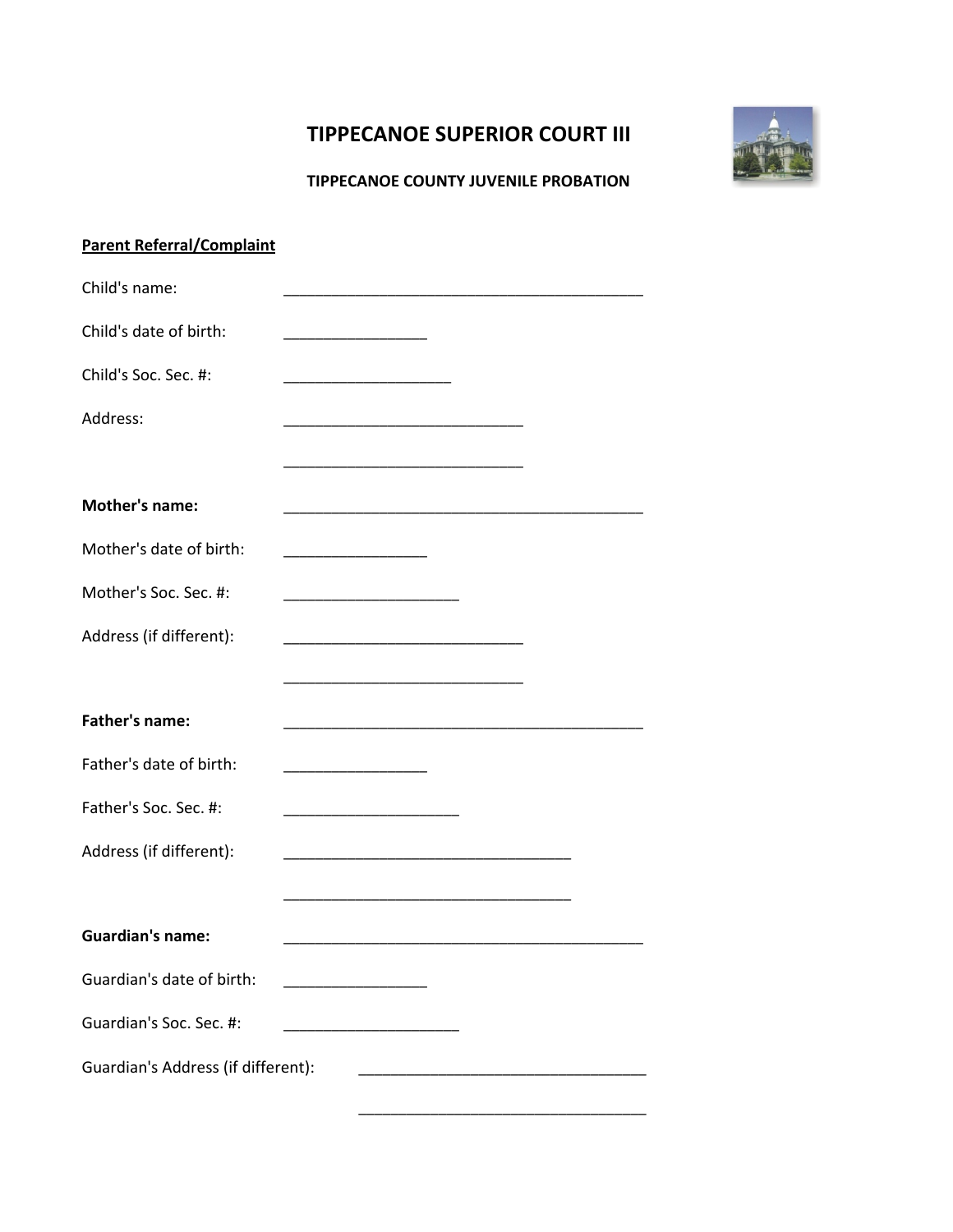# TIPPECANOE SUPERIOR COURT III

### TIPPECANOE COUNTY JUVENILE PROBATION

**Parent Referral/Complaint**

Child's name: ____________________________________________

Child's date of birth: _________________

Child's Soc. Sec. #: ____________________

Address: _____________________________

_____________________________

**Mother's name:** ____________________________________________

Mother's date of birth: _________________

Mother's Soc. Sec. #: _____________________

Address (if different): _____________________________

_____________________________

**Father's name:** ____________________________________________

Father's date of birth: _________________

Father's Soc. Sec. #: _____________________

Address (if different): ___________________________________

___________________________________

**Guardian's name:** ____________________________________________

Guardian's date of birth: _________________

Guardian's Soc. Sec. #: _____________________

Guardian's Address (if different): ___________________________________

___________________________________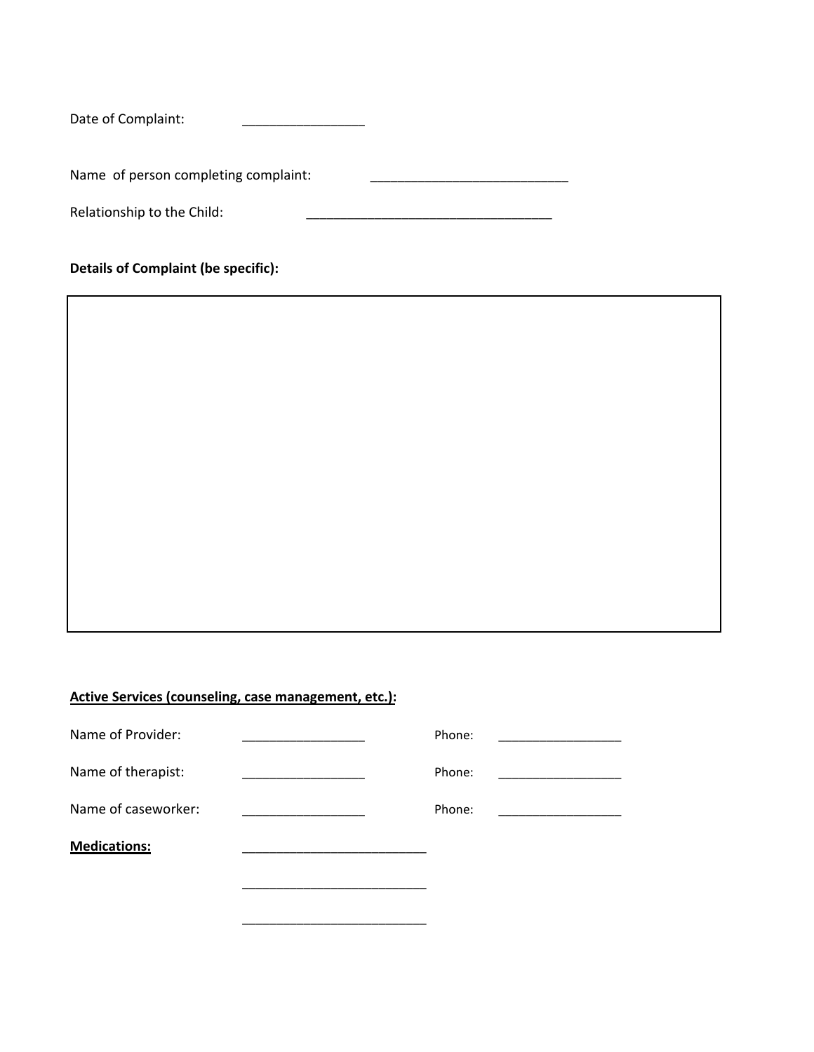Date of Complaint: _________________

Name of person completing complaint: ___________________________

Relationship to the Child: __________________________________

**Details of Complaint (be specific):**

|  |
| --- |
|  |

**Active Services (counseling, case management, etc.):**

Name of Provider: _________________ Phone: _________________

Name of therapist: _________________ Phone: _________________

Name of caseworker: _________________ Phone: _________________

**Medications:** _________________________

_________________________

_________________________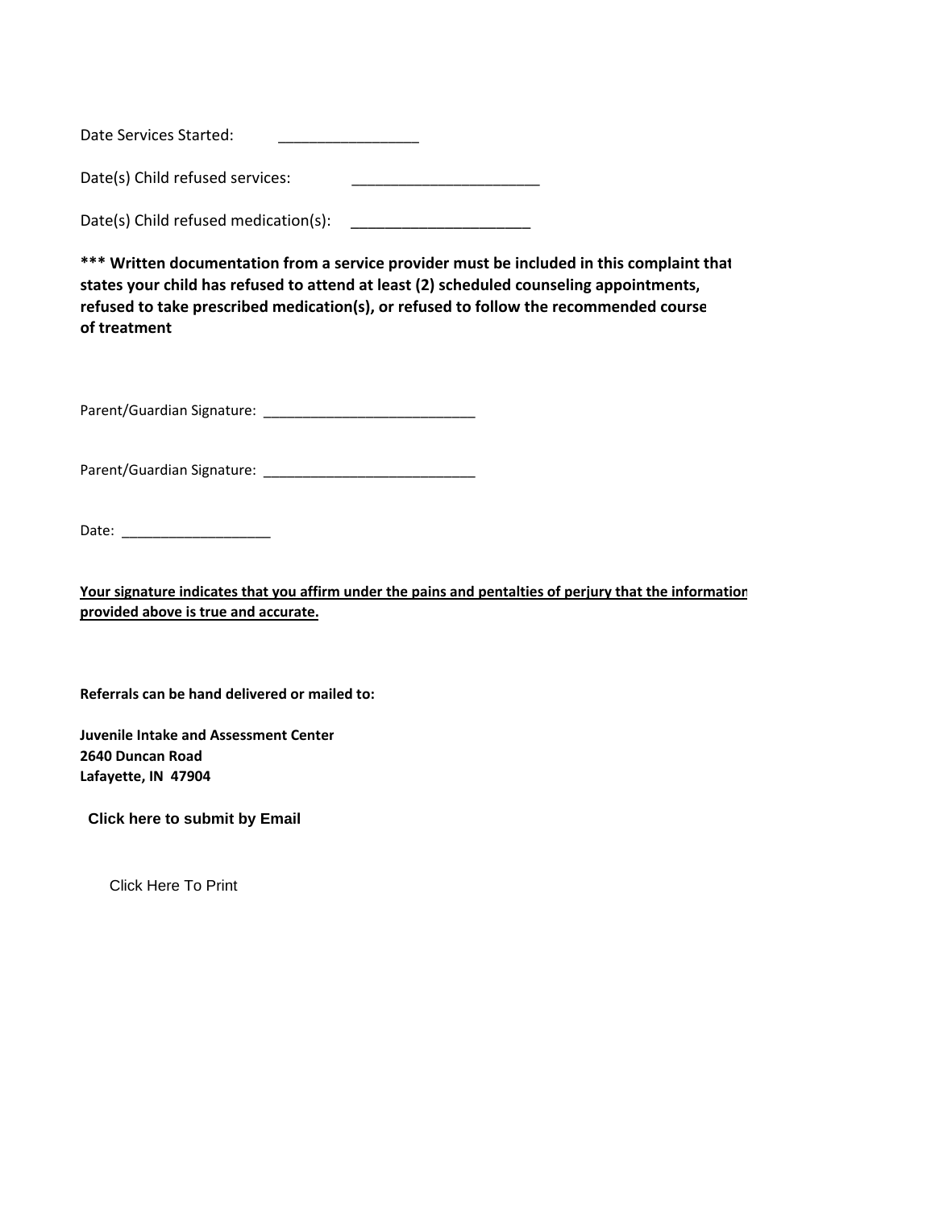Date Services Started: _________________

Date(s) Child refused services: _______________________

Date(s) Child refused medication(s): ______________________

**\*\*\* Written documentation from a service provider must be included in this complaint that states your child has refused to attend at least (2) scheduled counseling appointments, refused to take prescribed medication(s), or refused to follow the recommended course of treatment**

Parent/Guardian Signature: ___________________________

Parent/Guardian Signature: ___________________________

Date: ___________________

**<u>Your signature indicates that you affirm under the pains and pentalties of perjury that the information provided above is true and accurate.</u>**

**Referrals can be hand delivered or mailed to:**

**Juvenile Intake and Assessment Center**
**2640 Duncan Road**
**Lafayette, IN 47904**

**Click here to submit by Email**

Click Here To Print